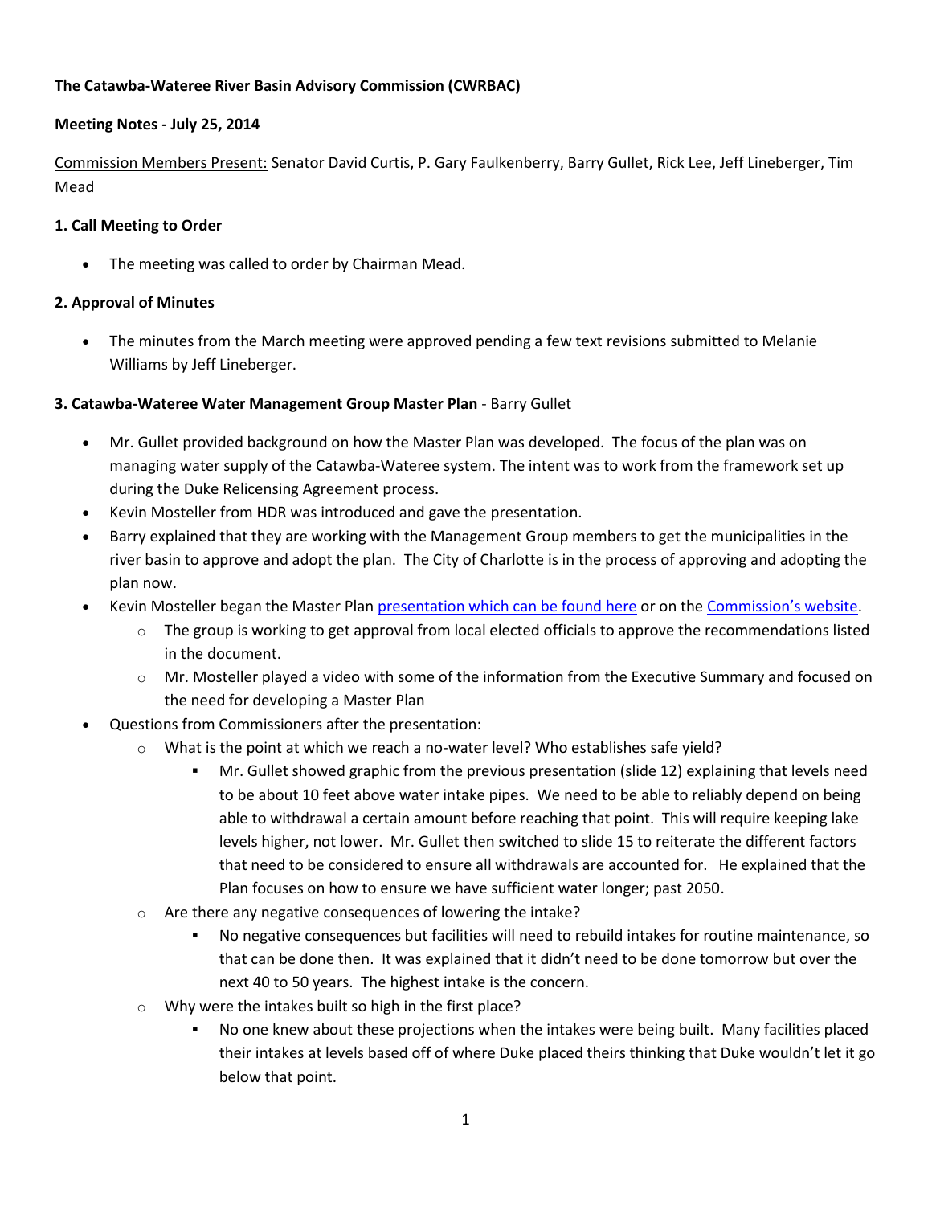**The Catawba-Wateree River Basin Advisory Commission (CWRBAC)**

**Meeting Notes - July 25, 2014**

Commission Members Present: Senator David Curtis, P. Gary Faulkenberry, Barry Gullet, Rick Lee, Jeff Lineberger, Tim Mead

**1. Call Meeting to Order**

- The meeting was called to order by Chairman Mead.

**2. Approval of Minutes**

- The minutes from the March meeting were approved pending a few text revisions submitted to Melanie Williams by Jeff Lineberger.

**3. Catawba-Wateree Water Management Group Master Plan** - Barry Gullet

- Mr. Gullet provided background on how the Master Plan was developed. The focus of the plan was on managing water supply of the Catawba-Wateree system. The intent was to work from the framework set up during the Duke Relicensing Agreement process.
- Kevin Mosteller from HDR was introduced and gave the presentation.
- Barry explained that they are working with the Management Group members to get the municipalities in the river basin to approve and adopt the plan. The City of Charlotte is in the process of approving and adopting the plan now.
- Kevin Mosteller began the Master Plan presentation which can be found here or on the Commission's website.
  - The group is working to get approval from local elected officials to approve the recommendations listed in the document.
  - Mr. Mosteller played a video with some of the information from the Executive Summary and focused on the need for developing a Master Plan
- Questions from Commissioners after the presentation:
  - What is the point at which we reach a no-water level? Who establishes safe yield?
    - Mr. Gullet showed graphic from the previous presentation (slide 12) explaining that levels need to be about 10 feet above water intake pipes. We need to be able to reliably depend on being able to withdrawal a certain amount before reaching that point. This will require keeping lake levels higher, not lower. Mr. Gullet then switched to slide 15 to reiterate the different factors that need to be considered to ensure all withdrawals are accounted for. He explained that the Plan focuses on how to ensure we have sufficient water longer; past 2050.
  - Are there any negative consequences of lowering the intake?
    - No negative consequences but facilities will need to rebuild intakes for routine maintenance, so that can be done then. It was explained that it didn't need to be done tomorrow but over the next 40 to 50 years. The highest intake is the concern.
  - Why were the intakes built so high in the first place?
    - No one knew about these projections when the intakes were being built. Many facilities placed their intakes at levels based off of where Duke placed theirs thinking that Duke wouldn't let it go below that point.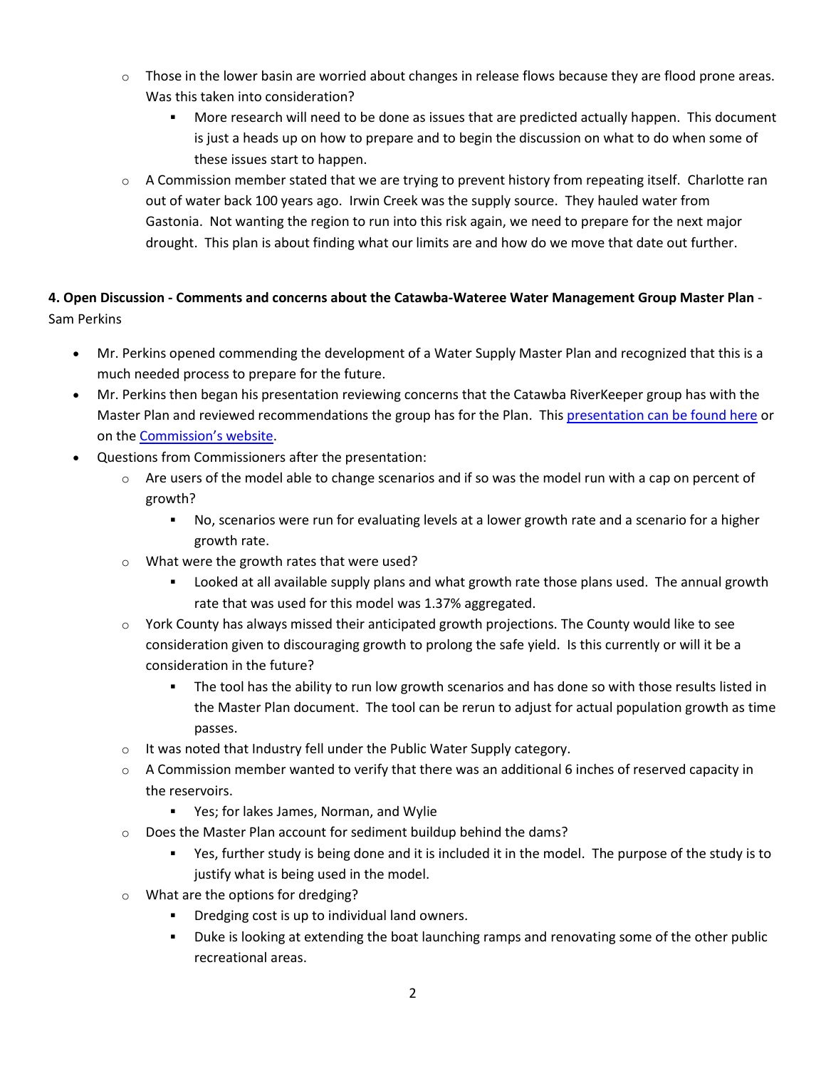- Those in the lower basin are worried about changes in release flows because they are flood prone areas. Was this taken into consideration?
  - More research will need to be done as issues that are predicted actually happen. This document is just a heads up on how to prepare and to begin the discussion on what to do when some of these issues start to happen.
- A Commission member stated that we are trying to prevent history from repeating itself. Charlotte ran out of water back 100 years ago. Irwin Creek was the supply source. They hauled water from Gastonia. Not wanting the region to run into this risk again, we need to prepare for the next major drought. This plan is about finding what our limits are and how do we move that date out further.

**4. Open Discussion - Comments and concerns about the Catawba-Wateree Water Management Group Master Plan** - Sam Perkins

- Mr. Perkins opened commending the development of a Water Supply Master Plan and recognized that this is a much needed process to prepare for the future.
- Mr. Perkins then began his presentation reviewing concerns that the Catawba RiverKeeper group has with the Master Plan and reviewed recommendations the group has for the Plan. This presentation can be found here or on the Commission's website.
- Questions from Commissioners after the presentation:
  - Are users of the model able to change scenarios and if so was the model run with a cap on percent of growth?
    - No, scenarios were run for evaluating levels at a lower growth rate and a scenario for a higher growth rate.
  - What were the growth rates that were used?
    - Looked at all available supply plans and what growth rate those plans used. The annual growth rate that was used for this model was 1.37% aggregated.
  - York County has always missed their anticipated growth projections. The County would like to see consideration given to discouraging growth to prolong the safe yield. Is this currently or will it be a consideration in the future?
    - The tool has the ability to run low growth scenarios and has done so with those results listed in the Master Plan document. The tool can be rerun to adjust for actual population growth as time passes.
  - It was noted that Industry fell under the Public Water Supply category.
  - A Commission member wanted to verify that there was an additional 6 inches of reserved capacity in the reservoirs.
    - Yes; for lakes James, Norman, and Wylie
  - Does the Master Plan account for sediment buildup behind the dams?
    - Yes, further study is being done and it is included it in the model. The purpose of the study is to justify what is being used in the model.
  - What are the options for dredging?
    - Dredging cost is up to individual land owners.
    - Duke is looking at extending the boat launching ramps and renovating some of the other public recreational areas.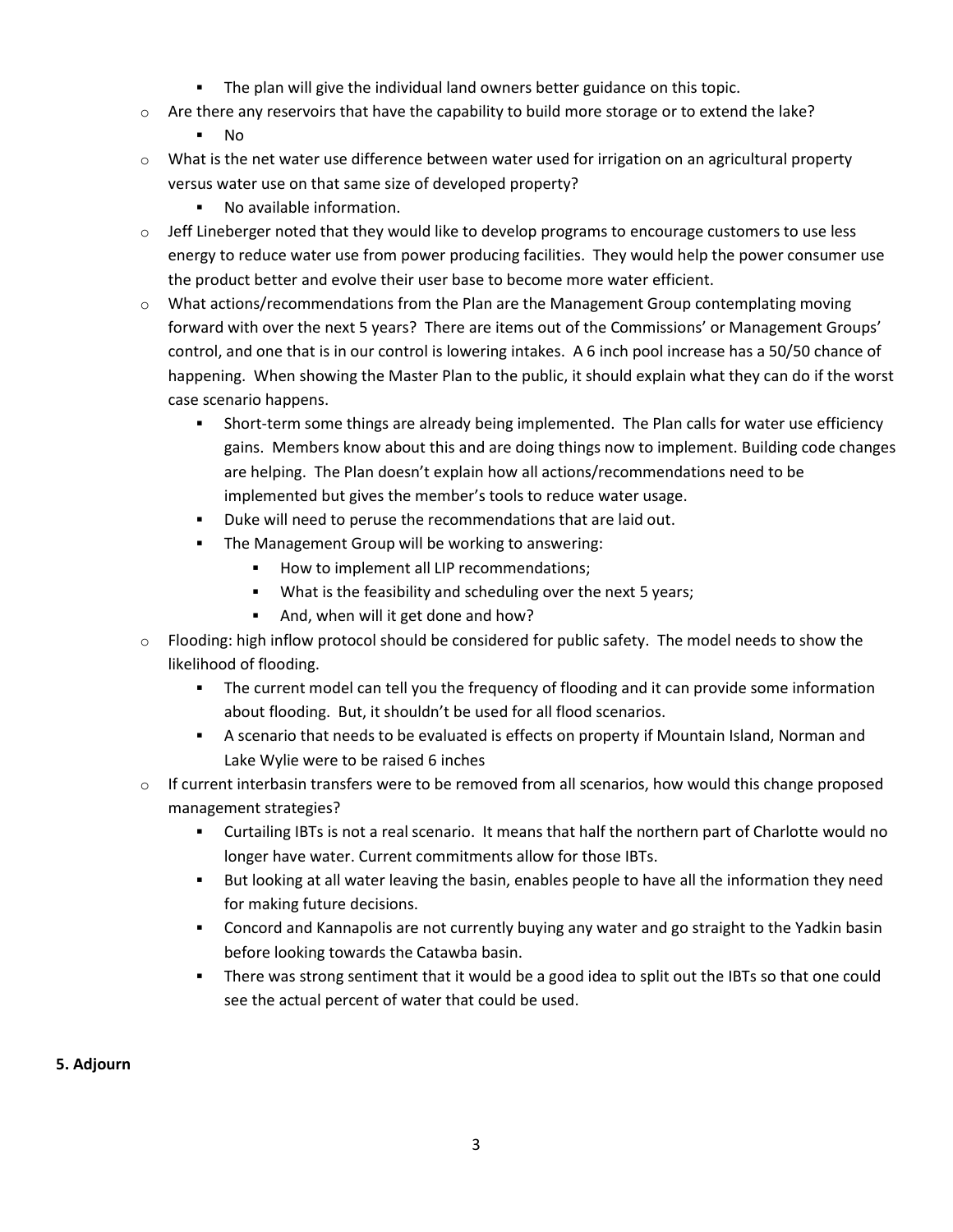- The plan will give the individual land owners better guidance on this topic.
- Are there any reservoirs that have the capability to build more storage or to extend the lake?
    - No
- What is the net water use difference between water used for irrigation on an agricultural property versus water use on that same size of developed property?
    - No available information.
- Jeff Lineberger noted that they would like to develop programs to encourage customers to use less energy to reduce water use from power producing facilities. They would help the power consumer use the product better and evolve their user base to become more water efficient.
- What actions/recommendations from the Plan are the Management Group contemplating moving forward with over the next 5 years? There are items out of the Commissions' or Management Groups' control, and one that is in our control is lowering intakes. A 6 inch pool increase has a 50/50 chance of happening. When showing the Master Plan to the public, it should explain what they can do if the worst case scenario happens.
    - Short-term some things are already being implemented. The Plan calls for water use efficiency gains. Members know about this and are doing things now to implement. Building code changes are helping. The Plan doesn't explain how all actions/recommendations need to be implemented but gives the member's tools to reduce water usage.
    - Duke will need to peruse the recommendations that are laid out.
    - The Management Group will be working to answering:
        - How to implement all LIP recommendations;
        - What is the feasibility and scheduling over the next 5 years;
        - And, when will it get done and how?
- Flooding: high inflow protocol should be considered for public safety. The model needs to show the likelihood of flooding.
    - The current model can tell you the frequency of flooding and it can provide some information about flooding. But, it shouldn't be used for all flood scenarios.
    - A scenario that needs to be evaluated is effects on property if Mountain Island, Norman and Lake Wylie were to be raised 6 inches
- If current interbasin transfers were to be removed from all scenarios, how would this change proposed management strategies?
    - Curtailing IBTs is not a real scenario. It means that half the northern part of Charlotte would no longer have water. Current commitments allow for those IBTs.
    - But looking at all water leaving the basin, enables people to have all the information they need for making future decisions.
    - Concord and Kannapolis are not currently buying any water and go straight to the Yadkin basin before looking towards the Catawba basin.
    - There was strong sentiment that it would be a good idea to split out the IBTs so that one could see the actual percent of water that could be used.

**5. Adjourn**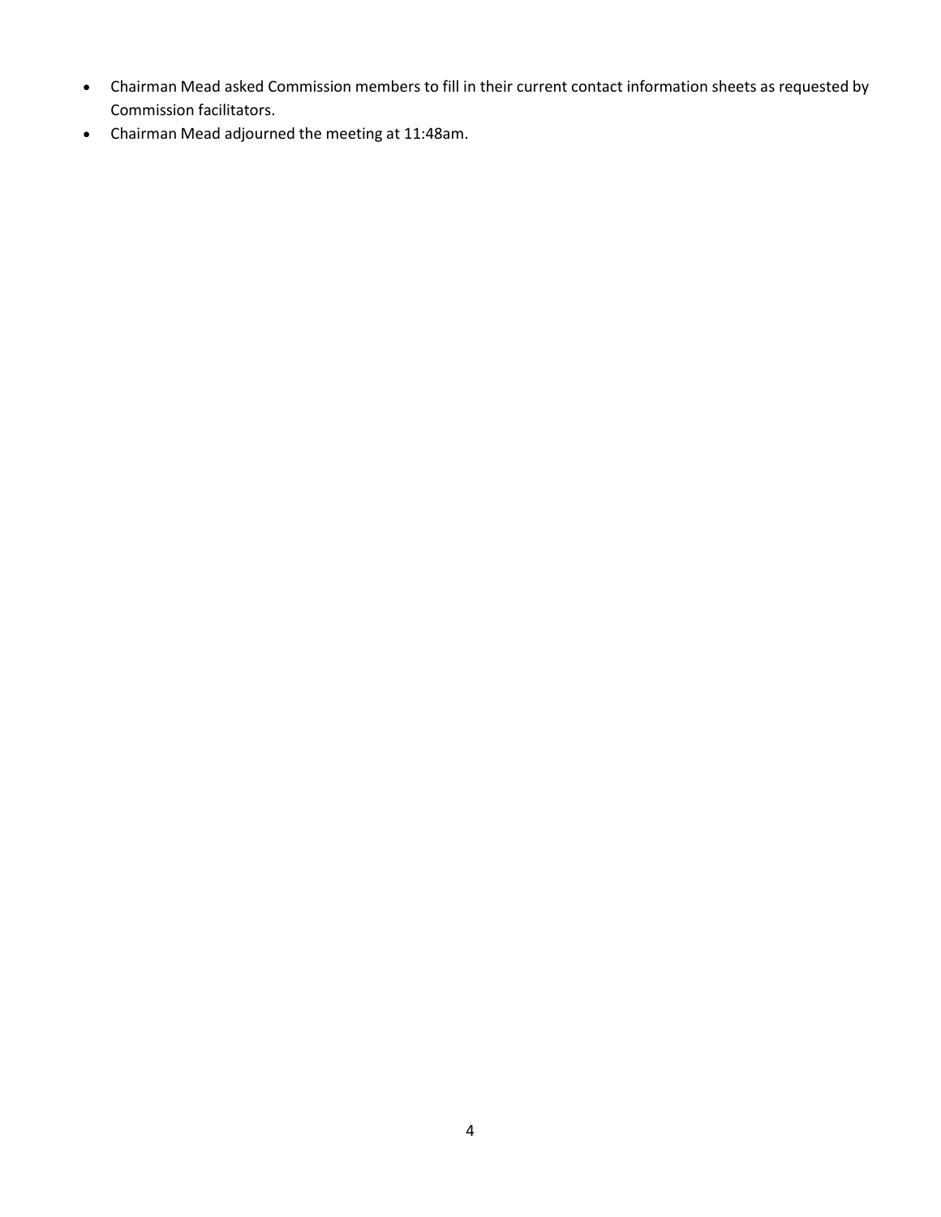- Chairman Mead asked Commission members to fill in their current contact information sheets as requested by Commission facilitators.
- Chairman Mead adjourned the meeting at 11:48am.